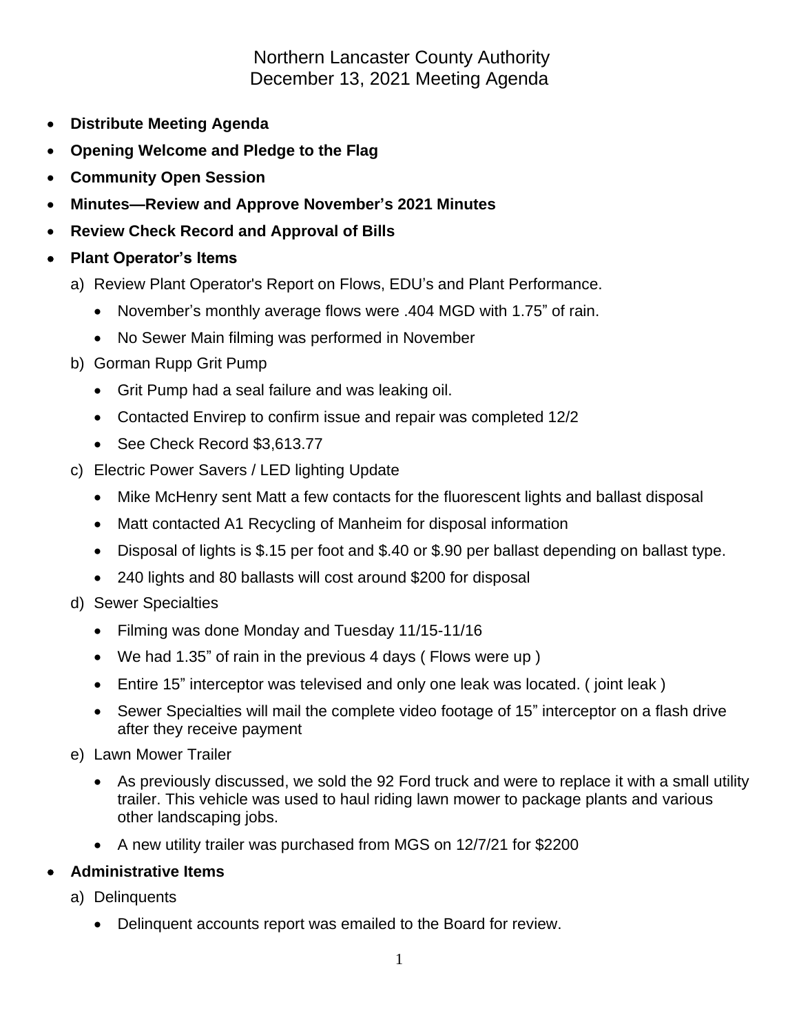# Northern Lancaster County Authority
# December 13, 2021 Meeting Agenda

- **Distribute Meeting Agenda**
- **Opening Welcome and Pledge to the Flag**
- **Community Open Session**
- **Minutes—Review and Approve November's 2021 Minutes**
- **Review Check Record and Approval of Bills**
- **Plant Operator's Items**

  a) Review Plant Operator's Report on Flows, EDU's and Plant Performance.
  - November's monthly average flows were .404 MGD with 1.75" of rain.
  - No Sewer Main filming was performed in November

  b) Gorman Rupp Grit Pump
  - Grit Pump had a seal failure and was leaking oil.
  - Contacted Envirep to confirm issue and repair was completed 12/2
  - See Check Record $3,613.77

  c) Electric Power Savers / LED lighting Update
  - Mike McHenry sent Matt a few contacts for the fluorescent lights and ballast disposal
  - Matt contacted A1 Recycling of Manheim for disposal information
  - Disposal of lights is $.15 per foot and $.40 or $.90 per ballast depending on ballast type.
  - 240 lights and 80 ballasts will cost around $200 for disposal

  d) Sewer Specialties
  - Filming was done Monday and Tuesday 11/15-11/16
  - We had 1.35" of rain in the previous 4 days ( Flows were up )
  - Entire 15" interceptor was televised and only one leak was located. ( joint leak )
  - Sewer Specialties will mail the complete video footage of 15" interceptor on a flash drive after they receive payment

  e) Lawn Mower Trailer
  - As previously discussed, we sold the 92 Ford truck and were to replace it with a small utility trailer. This vehicle was used to haul riding lawn mower to package plants and various other landscaping jobs.
  - A new utility trailer was purchased from MGS on 12/7/21 for $2200

- **Administrative Items**

  a) Delinquents
  - Delinquent accounts report was emailed to the Board for review.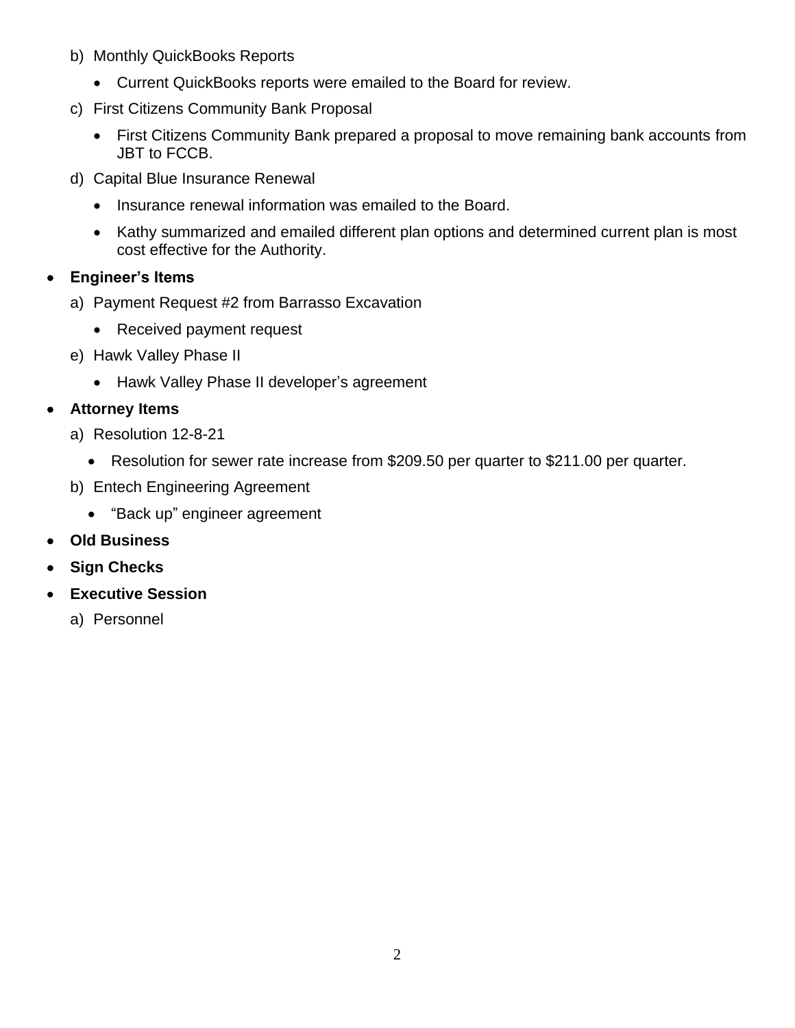b) Monthly QuickBooks Reports

- Current QuickBooks reports were emailed to the Board for review.

c) First Citizens Community Bank Proposal

- First Citizens Community Bank prepared a proposal to move remaining bank accounts from JBT to FCCB.

d) Capital Blue Insurance Renewal

- Insurance renewal information was emailed to the Board.
- Kathy summarized and emailed different plan options and determined current plan is most cost effective for the Authority.

- **Engineer's Items**

a) Payment Request #2 from Barrasso Excavation

- Received payment request

e) Hawk Valley Phase II

- Hawk Valley Phase II developer's agreement

- **Attorney Items**

a) Resolution 12-8-21

- Resolution for sewer rate increase from $209.50 per quarter to $211.00 per quarter.

b) Entech Engineering Agreement

- "Back up" engineer agreement

- **Old Business**
- **Sign Checks**
- **Executive Session**

a) Personnel